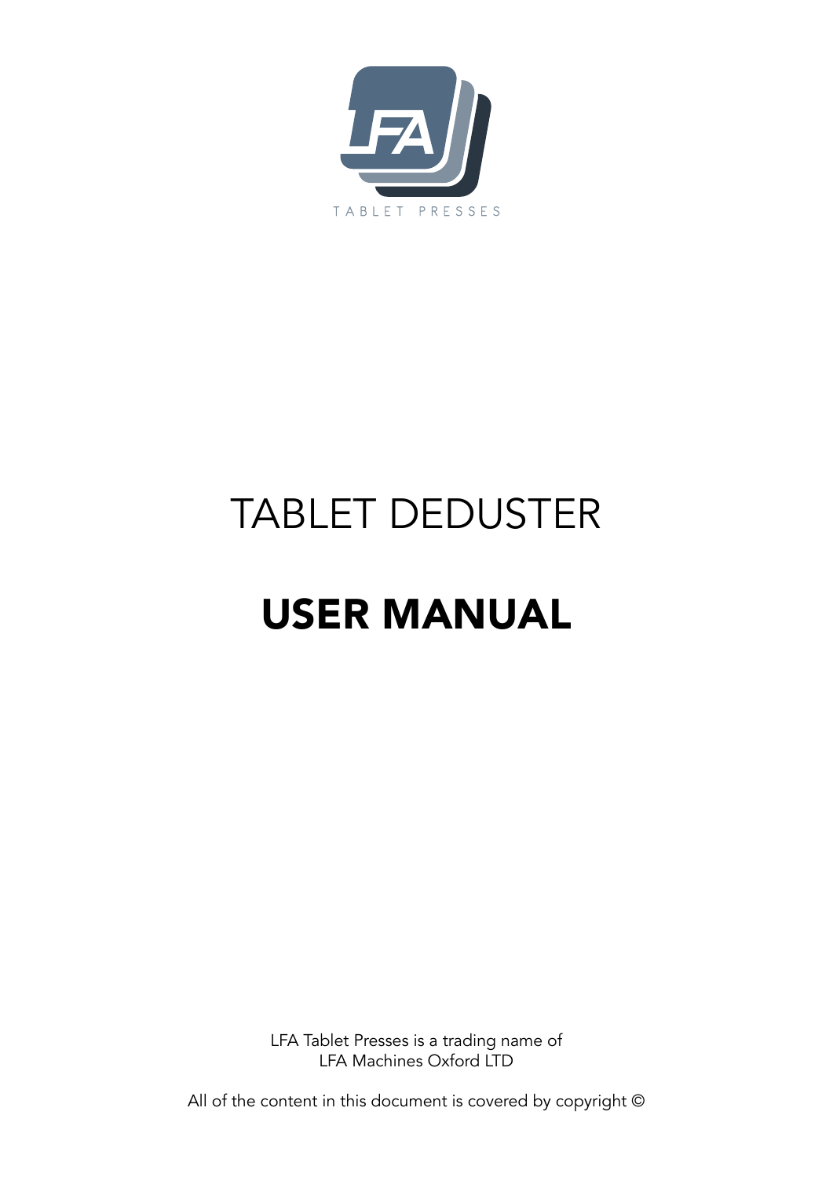# TABLET DEDUSTER

# USER MANUAL

LFA Tablet Presses is a trading name of
LFA Machines Oxford LTD

All of the content in this document is covered by copyright ©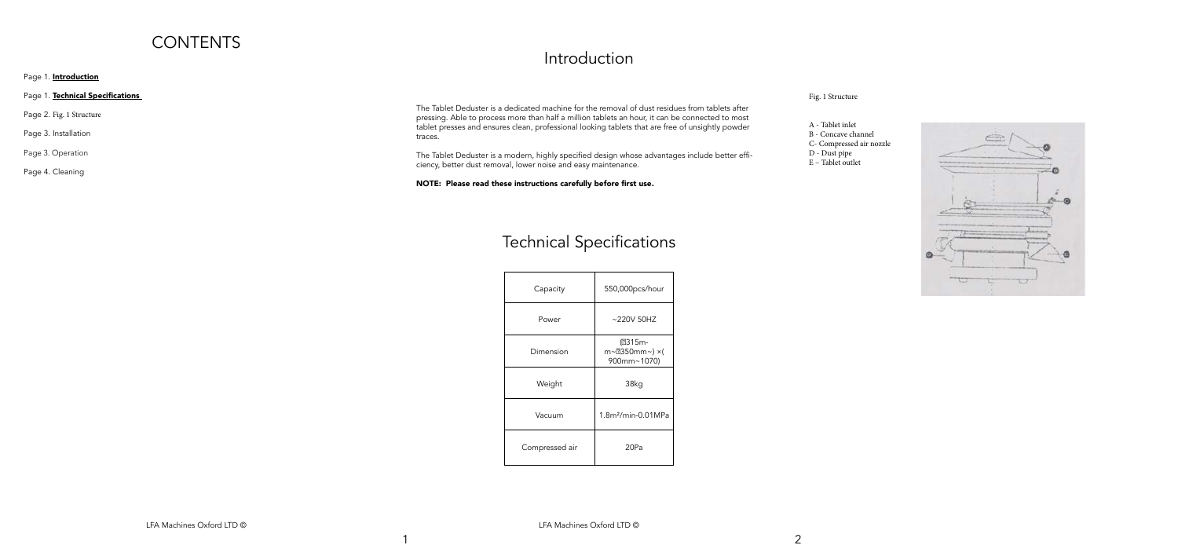# CONTENTS

Page 1. **Introduction**

Page 1. **Technical Specifications**

Page 2. Fig. 1 Structure

Page 3. Installation

Page 3. Operation

Page 4. Cleaning

# Introduction

The Tablet Deduster is a dedicated machine for the removal of dust residues from tablets after pressing. Able to process more than half a million tablets an hour, it can be connected to most tablet presses and ensures clean, professional looking tablets that are free of unsightly powder traces.

The Tablet Deduster is a modern, highly specified design whose advantages include better efficiency, better dust removal, lower noise and easy maintenance.

**NOTE: Please read these instructions carefully before first use.**

# Technical Specifications

| Capacity | 550,000pcs/hour |
| --- | --- |
| Power | ~220V 50HZ |
| Dimension | ⌀315mm~⌀350mm~) ×( 900mm~1070) |
| Weight | 38kg |
| Vacuum | 1.8m³/min-0.01MPa |
| Compressed air | 20Pa |

Fig. 1 Structure

A - Tablet inlet
B - Concave channel
C- Compressed air nozzle
D - Dust pipe
E – Tablet outlet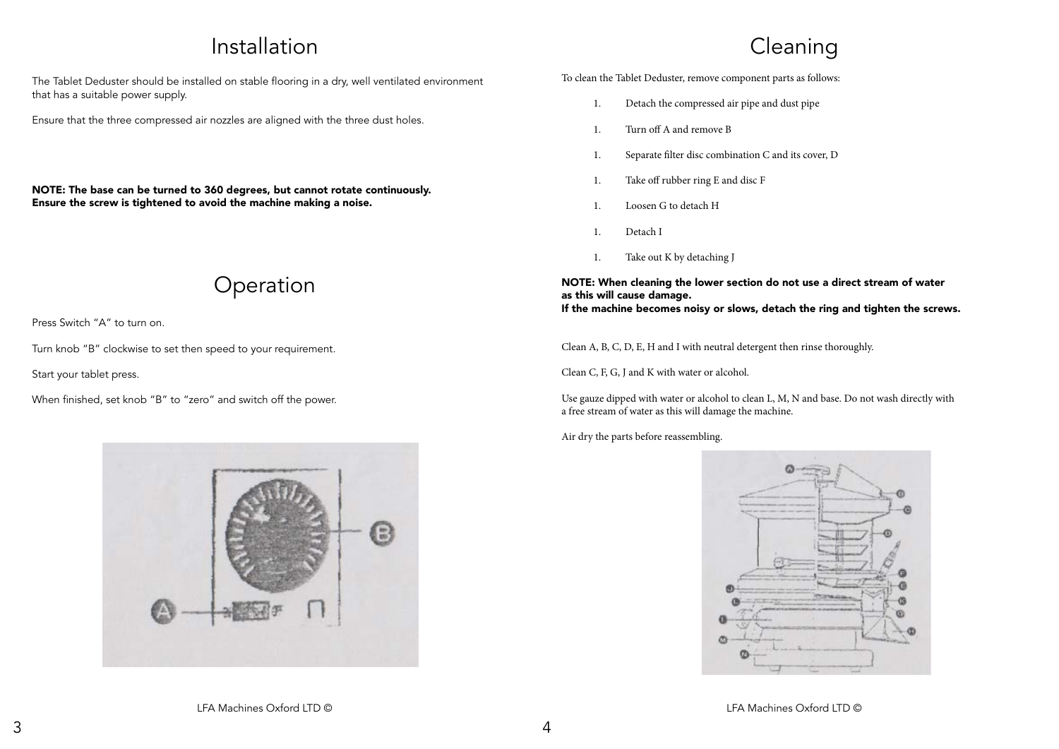# Installation

The Tablet Deduster should be installed on stable flooring in a dry, well ventilated environment that has a suitable power supply.

Ensure that the three compressed air nozzles are aligned with the three dust holes.

**NOTE: The base can be turned to 360 degrees, but cannot rotate continuously.**
**Ensure the screw is tightened to avoid the machine making a noise.**

# Operation

Press Switch "A" to turn on.

Turn knob "B" clockwise to set then speed to your requirement.

Start your tablet press.

When finished, set knob "B" to "zero" and switch off the power.

LFA Machines Oxford LTD ©

# Cleaning

To clean the Tablet Deduster, remove component parts as follows:

1. Detach the compressed air pipe and dust pipe
1. Turn off A and remove B
1. Separate filter disc combination C and its cover, D
1. Take off rubber ring E and disc F
1. Loosen G to detach H
1. Detach I
1. Take out K by detaching J

**NOTE: When cleaning the lower section do not use a direct stream of water as this will cause damage.**
**If the machine becomes noisy or slows, detach the ring and tighten the screws.**

Clean A, B, C, D, E, H and I with neutral detergent then rinse thoroughly.

Clean C, F, G, J and K with water or alcohol.

Use gauze dipped with water or alcohol to clean L, M, N and base. Do not wash directly with a free stream of water as this will damage the machine.

Air dry the parts before reassembling.

LFA Machines Oxford LTD ©